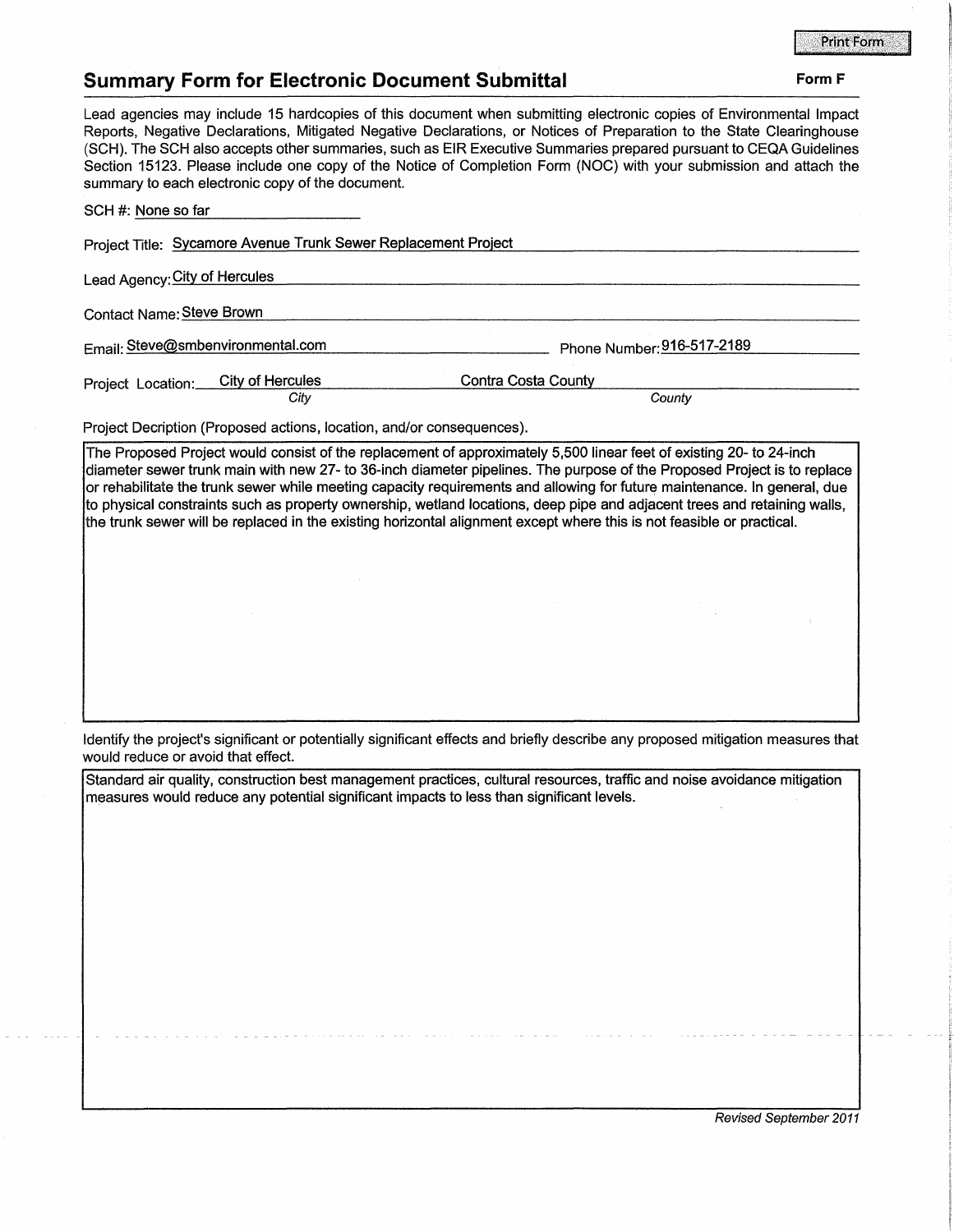## Summary Form for Electronic Document Submittal

**Form F**

Lead agencies may include 15 hardcopies of this document when submitting electronic copies of Environmental Impact Reports, Negative Declarations, Mitigated Negative Declarations, or Notices of Preparation to the State Clearinghouse (SCH). The SCH also accepts other summaries, such as EIR Executive Summaries prepared pursuant to CEQA Guidelines Section 15123. Please include one copy of the Notice of Completion Form (NOC) with your submission and attach the summary to each electronic copy of the document.

SCH #: None so far

Project Title: Sycamore Avenue Trunk Sewer Replacement Project

Lead Agency: City of Hercules

Contact Name: Steve Brown

Email: Steve@smbenvironmental.com Phone Number: 916-517-2189

Project Location: City of Hercules (*City*) Contra Costa County (*County*)

Project Decription (Proposed actions, location, and/or consequences).

The Proposed Project would consist of the replacement of approximately 5,500 linear feet of existing 20- to 24-inch diameter sewer trunk main with new 27- to 36-inch diameter pipelines. The purpose of the Proposed Project is to replace or rehabilitate the trunk sewer while meeting capacity requirements and allowing for future maintenance. In general, due to physical constraints such as property ownership, wetland locations, deep pipe and adjacent trees and retaining walls, the trunk sewer will be replaced in the existing horizontal alignment except where this is not feasible or practical.

Identify the project's significant or potentially significant effects and briefly describe any proposed mitigation measures that would reduce or avoid that effect.

Standard air quality, construction best management practices, cultural resources, traffic and noise avoidance mitigation measures would reduce any potential significant impacts to less than significant levels.

*Revised September 2011*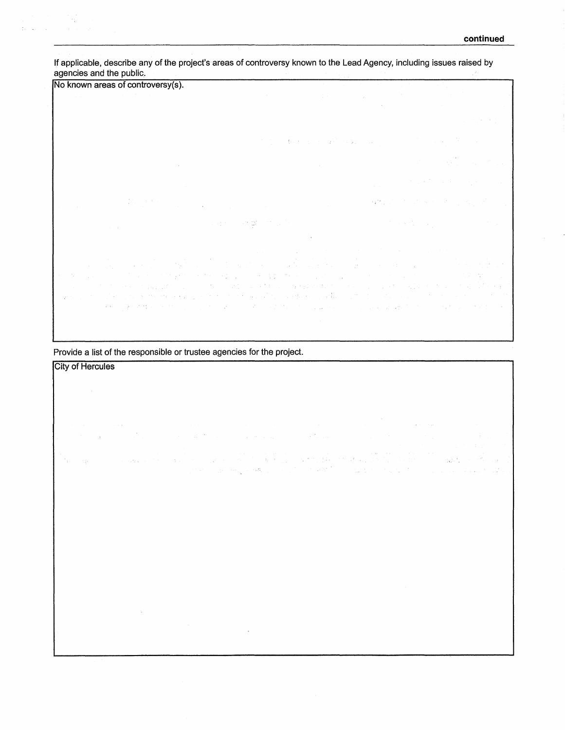If applicable, describe any of the project's areas of controversy known to the Lead Agency, including issues raised by agencies and the public.

No known areas of controversy(s).

Provide a list of the responsible or trustee agencies for the project.

City of Hercules